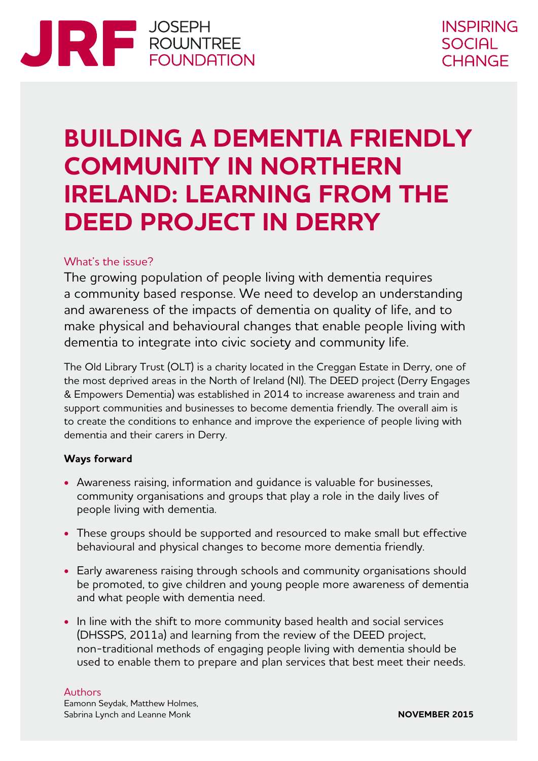JRF JOSEPH ROWNTREE FOUNDATION

INSPIRING SOCIAL CHANGE

# BUILDING A DEMENTIA FRIENDLY COMMUNITY IN NORTHERN IRELAND: LEARNING FROM THE DEED PROJECT IN DERRY

## What's the issue?

The growing population of people living with dementia requires a community based response. We need to develop an understanding and awareness of the impacts of dementia on quality of life, and to make physical and behavioural changes that enable people living with dementia to integrate into civic society and community life.

The Old Library Trust (OLT) is a charity located in the Creggan Estate in Derry, one of the most deprived areas in the North of Ireland (NI). The DEED project (Derry Engages & Empowers Dementia) was established in 2014 to increase awareness and train and support communities and businesses to become dementia friendly. The overall aim is to create the conditions to enhance and improve the experience of people living with dementia and their carers in Derry.

**Ways forward**

- Awareness raising, information and guidance is valuable for businesses, community organisations and groups that play a role in the daily lives of people living with dementia.
- These groups should be supported and resourced to make small but effective behavioural and physical changes to become more dementia friendly.
- Early awareness raising through schools and community organisations should be promoted, to give children and young people more awareness of dementia and what people with dementia need.
- In line with the shift to more community based health and social services (DHSSPS, 2011a) and learning from the review of the DEED project, non-traditional methods of engaging people living with dementia should be used to enable them to prepare and plan services that best meet their needs.

Authors
Eamonn Seydak, Matthew Holmes, Sabrina Lynch and Leanne Monk

**NOVEMBER 2015**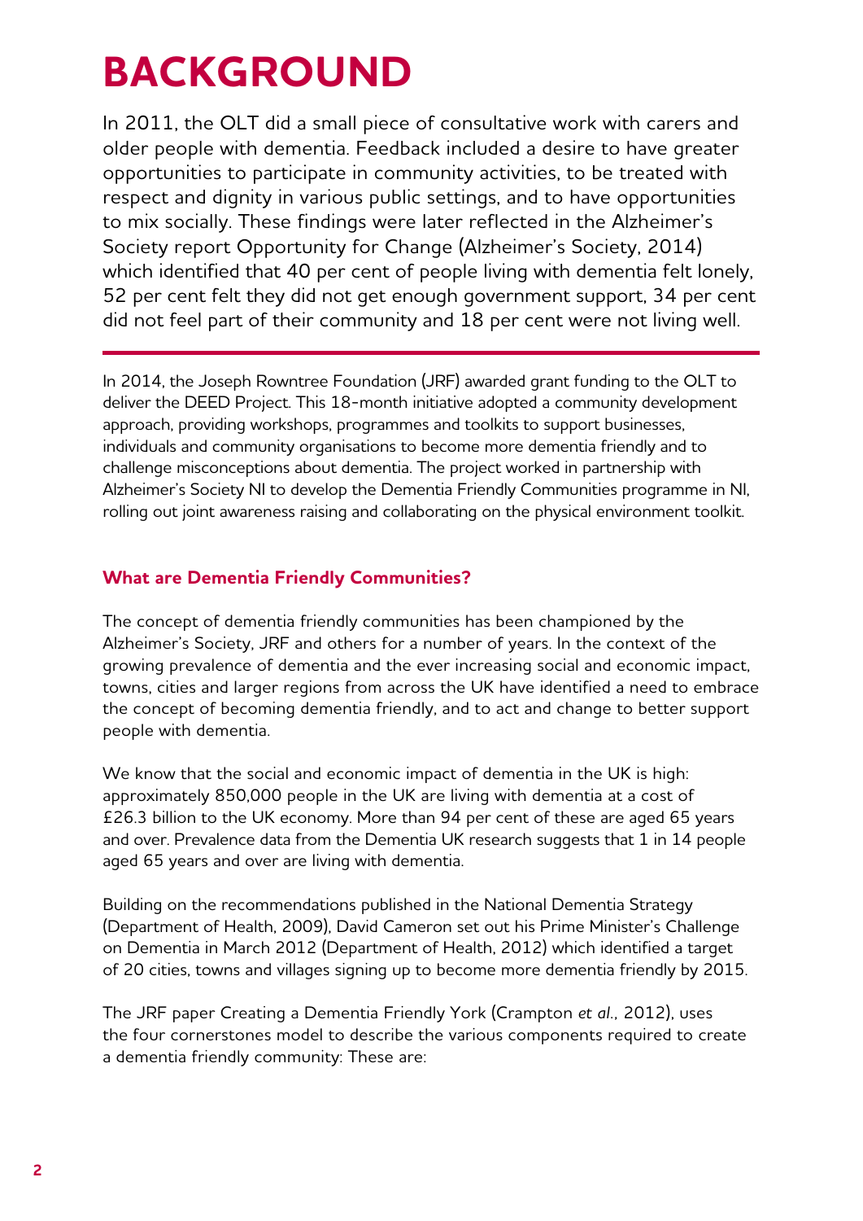# BACKGROUND

In 2011, the OLT did a small piece of consultative work with carers and older people with dementia. Feedback included a desire to have greater opportunities to participate in community activities, to be treated with respect and dignity in various public settings, and to have opportunities to mix socially. These findings were later reflected in the Alzheimer's Society report Opportunity for Change (Alzheimer's Society, 2014) which identified that 40 per cent of people living with dementia felt lonely, 52 per cent felt they did not get enough government support, 34 per cent did not feel part of their community and 18 per cent were not living well.

In 2014, the Joseph Rowntree Foundation (JRF) awarded grant funding to the OLT to deliver the DEED Project. This 18-month initiative adopted a community development approach, providing workshops, programmes and toolkits to support businesses, individuals and community organisations to become more dementia friendly and to challenge misconceptions about dementia. The project worked in partnership with Alzheimer's Society NI to develop the Dementia Friendly Communities programme in NI, rolling out joint awareness raising and collaborating on the physical environment toolkit.

### What are Dementia Friendly Communities?

The concept of dementia friendly communities has been championed by the Alzheimer's Society, JRF and others for a number of years. In the context of the growing prevalence of dementia and the ever increasing social and economic impact, towns, cities and larger regions from across the UK have identified a need to embrace the concept of becoming dementia friendly, and to act and change to better support people with dementia.

We know that the social and economic impact of dementia in the UK is high: approximately 850,000 people in the UK are living with dementia at a cost of £26.3 billion to the UK economy. More than 94 per cent of these are aged 65 years and over. Prevalence data from the Dementia UK research suggests that 1 in 14 people aged 65 years and over are living with dementia.

Building on the recommendations published in the National Dementia Strategy (Department of Health, 2009), David Cameron set out his Prime Minister's Challenge on Dementia in March 2012 (Department of Health, 2012) which identified a target of 20 cities, towns and villages signing up to become more dementia friendly by 2015.

The JRF paper Creating a Dementia Friendly York (Crampton *et al.*, 2012), uses the four cornerstones model to describe the various components required to create a dementia friendly community: These are: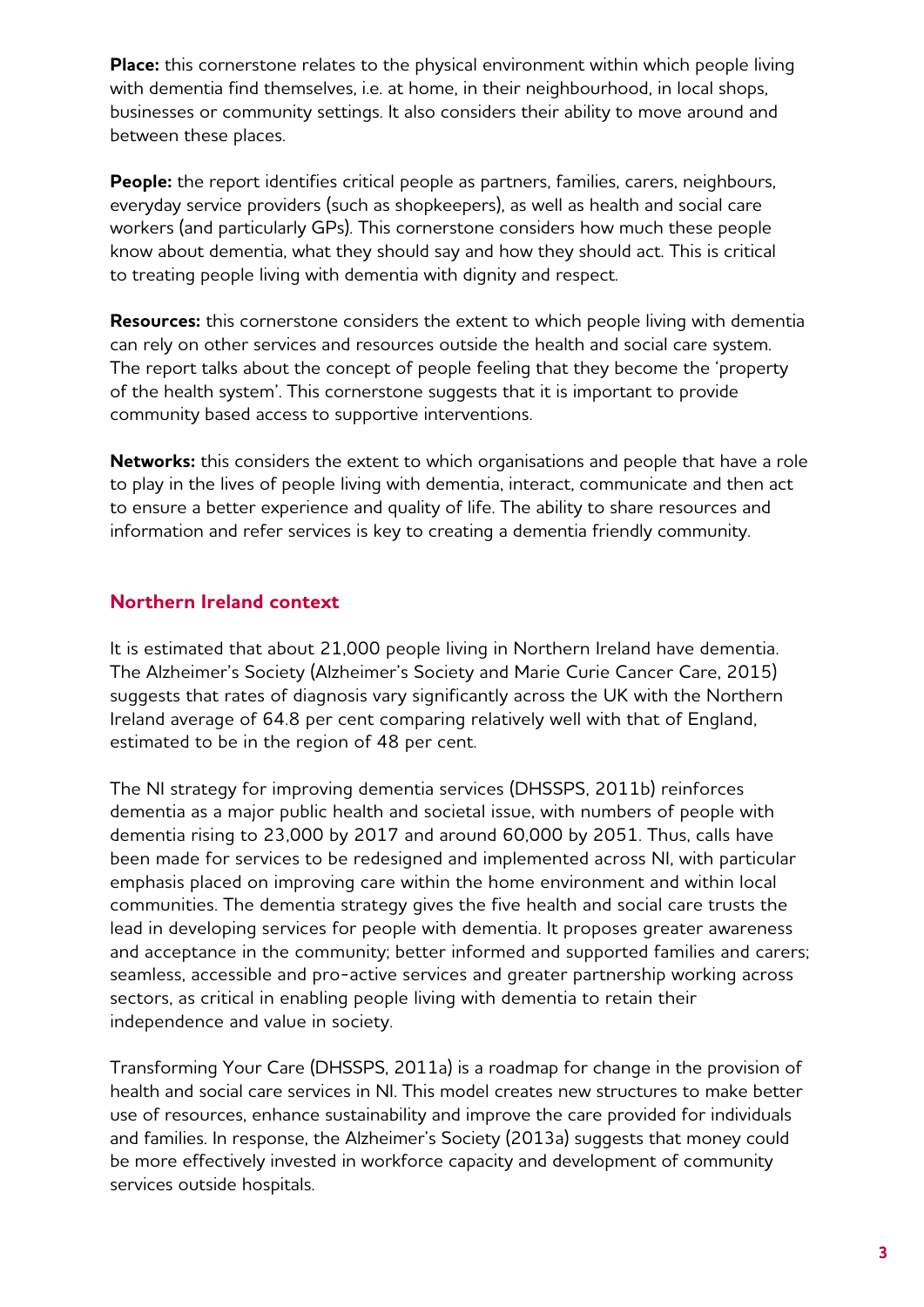**Place:** this cornerstone relates to the physical environment within which people living with dementia find themselves, i.e. at home, in their neighbourhood, in local shops, businesses or community settings. It also considers their ability to move around and between these places.

**People:** the report identifies critical people as partners, families, carers, neighbours, everyday service providers (such as shopkeepers), as well as health and social care workers (and particularly GPs). This cornerstone considers how much these people know about dementia, what they should say and how they should act. This is critical to treating people living with dementia with dignity and respect.

**Resources:** this cornerstone considers the extent to which people living with dementia can rely on other services and resources outside the health and social care system. The report talks about the concept of people feeling that they become the 'property of the health system'. This cornerstone suggests that it is important to provide community based access to supportive interventions.

**Networks:** this considers the extent to which organisations and people that have a role to play in the lives of people living with dementia, interact, communicate and then act to ensure a better experience and quality of life. The ability to share resources and information and refer services is key to creating a dementia friendly community.

## Northern Ireland context

It is estimated that about 21,000 people living in Northern Ireland have dementia. The Alzheimer's Society (Alzheimer's Society and Marie Curie Cancer Care, 2015) suggests that rates of diagnosis vary significantly across the UK with the Northern Ireland average of 64.8 per cent comparing relatively well with that of England, estimated to be in the region of 48 per cent.

The NI strategy for improving dementia services (DHSSPS, 2011b) reinforces dementia as a major public health and societal issue, with numbers of people with dementia rising to 23,000 by 2017 and around 60,000 by 2051. Thus, calls have been made for services to be redesigned and implemented across NI, with particular emphasis placed on improving care within the home environment and within local communities. The dementia strategy gives the five health and social care trusts the lead in developing services for people with dementia. It proposes greater awareness and acceptance in the community; better informed and supported families and carers; seamless, accessible and pro-active services and greater partnership working across sectors, as critical in enabling people living with dementia to retain their independence and value in society.

Transforming Your Care (DHSSPS, 2011a) is a roadmap for change in the provision of health and social care services in NI. This model creates new structures to make better use of resources, enhance sustainability and improve the care provided for individuals and families. In response, the Alzheimer's Society (2013a) suggests that money could be more effectively invested in workforce capacity and development of community services outside hospitals.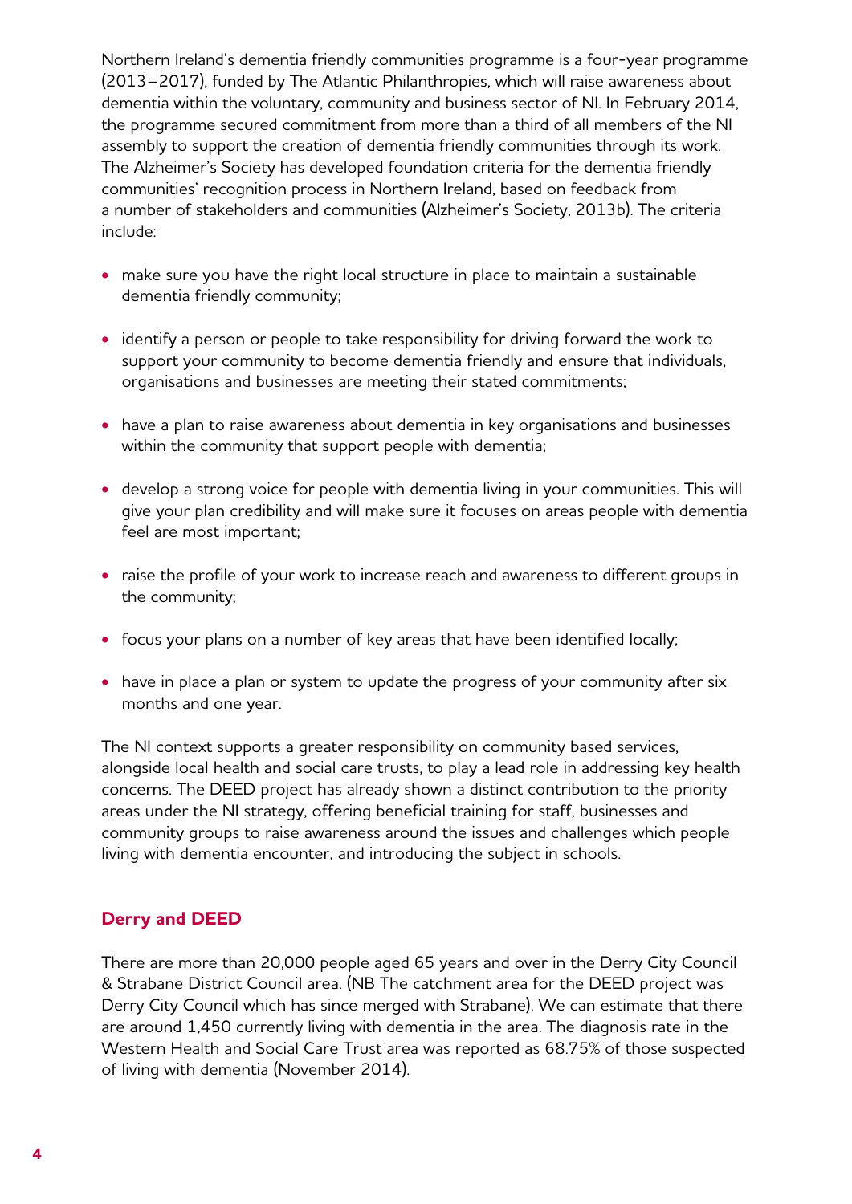Northern Ireland's dementia friendly communities programme is a four-year programme (2013–2017), funded by The Atlantic Philanthropies, which will raise awareness about dementia within the voluntary, community and business sector of NI. In February 2014, the programme secured commitment from more than a third of all members of the NI assembly to support the creation of dementia friendly communities through its work. The Alzheimer's Society has developed foundation criteria for the dementia friendly communities' recognition process in Northern Ireland, based on feedback from a number of stakeholders and communities (Alzheimer's Society, 2013b). The criteria include:

- make sure you have the right local structure in place to maintain a sustainable dementia friendly community;
- identify a person or people to take responsibility for driving forward the work to support your community to become dementia friendly and ensure that individuals, organisations and businesses are meeting their stated commitments;
- have a plan to raise awareness about dementia in key organisations and businesses within the community that support people with dementia;
- develop a strong voice for people with dementia living in your communities. This will give your plan credibility and will make sure it focuses on areas people with dementia feel are most important;
- raise the profile of your work to increase reach and awareness to different groups in the community;
- focus your plans on a number of key areas that have been identified locally;
- have in place a plan or system to update the progress of your community after six months and one year.

The NI context supports a greater responsibility on community based services, alongside local health and social care trusts, to play a lead role in addressing key health concerns. The DEED project has already shown a distinct contribution to the priority areas under the NI strategy, offering beneficial training for staff, businesses and community groups to raise awareness around the issues and challenges which people living with dementia encounter, and introducing the subject in schools.

## Derry and DEED

There are more than 20,000 people aged 65 years and over in the Derry City Council & Strabane District Council area. (NB The catchment area for the DEED project was Derry City Council which has since merged with Strabane). We can estimate that there are around 1,450 currently living with dementia in the area. The diagnosis rate in the Western Health and Social Care Trust area was reported as 68.75% of those suspected of living with dementia (November 2014).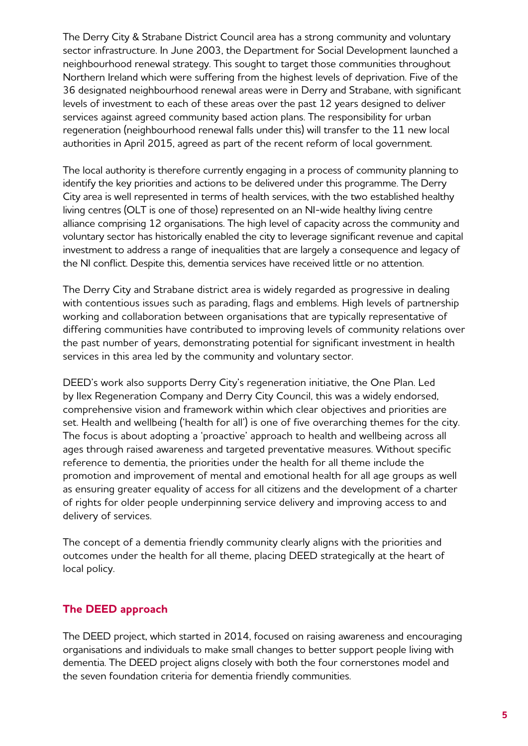The Derry City & Strabane District Council area has a strong community and voluntary sector infrastructure. In June 2003, the Department for Social Development launched a neighbourhood renewal strategy. This sought to target those communities throughout Northern Ireland which were suffering from the highest levels of deprivation. Five of the 36 designated neighbourhood renewal areas were in Derry and Strabane, with significant levels of investment to each of these areas over the past 12 years designed to deliver services against agreed community based action plans. The responsibility for urban regeneration (neighbourhood renewal falls under this) will transfer to the 11 new local authorities in April 2015, agreed as part of the recent reform of local government.

The local authority is therefore currently engaging in a process of community planning to identify the key priorities and actions to be delivered under this programme. The Derry City area is well represented in terms of health services, with the two established healthy living centres (OLT is one of those) represented on an NI-wide healthy living centre alliance comprising 12 organisations. The high level of capacity across the community and voluntary sector has historically enabled the city to leverage significant revenue and capital investment to address a range of inequalities that are largely a consequence and legacy of the NI conflict. Despite this, dementia services have received little or no attention.

The Derry City and Strabane district area is widely regarded as progressive in dealing with contentious issues such as parading, flags and emblems. High levels of partnership working and collaboration between organisations that are typically representative of differing communities have contributed to improving levels of community relations over the past number of years, demonstrating potential for significant investment in health services in this area led by the community and voluntary sector.

DEED's work also supports Derry City's regeneration initiative, the One Plan. Led by Ilex Regeneration Company and Derry City Council, this was a widely endorsed, comprehensive vision and framework within which clear objectives and priorities are set. Health and wellbeing ('health for all') is one of five overarching themes for the city. The focus is about adopting a 'proactive' approach to health and wellbeing across all ages through raised awareness and targeted preventative measures. Without specific reference to dementia, the priorities under the health for all theme include the promotion and improvement of mental and emotional health for all age groups as well as ensuring greater equality of access for all citizens and the development of a charter of rights for older people underpinning service delivery and improving access to and delivery of services.

The concept of a dementia friendly community clearly aligns with the priorities and outcomes under the health for all theme, placing DEED strategically at the heart of local policy.

## The DEED approach

The DEED project, which started in 2014, focused on raising awareness and encouraging organisations and individuals to make small changes to better support people living with dementia. The DEED project aligns closely with both the four cornerstones model and the seven foundation criteria for dementia friendly communities.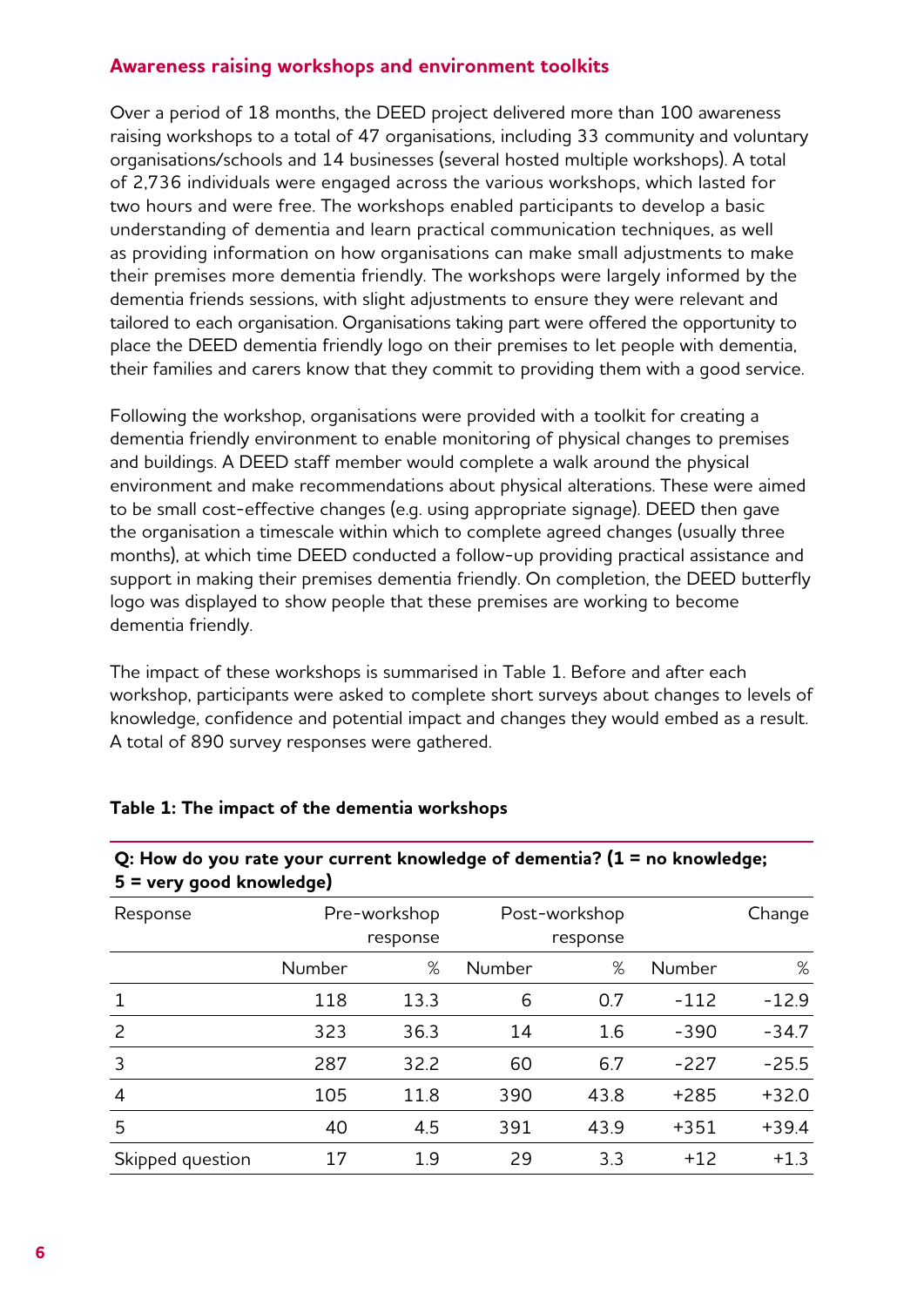## Awareness raising workshops and environment toolkits

Over a period of 18 months, the DEED project delivered more than 100 awareness raising workshops to a total of 47 organisations, including 33 community and voluntary organisations/schools and 14 businesses (several hosted multiple workshops). A total of 2,736 individuals were engaged across the various workshops, which lasted for two hours and were free. The workshops enabled participants to develop a basic understanding of dementia and learn practical communication techniques, as well as providing information on how organisations can make small adjustments to make their premises more dementia friendly. The workshops were largely informed by the dementia friends sessions, with slight adjustments to ensure they were relevant and tailored to each organisation. Organisations taking part were offered the opportunity to place the DEED dementia friendly logo on their premises to let people with dementia, their families and carers know that they commit to providing them with a good service.

Following the workshop, organisations were provided with a toolkit for creating a dementia friendly environment to enable monitoring of physical changes to premises and buildings. A DEED staff member would complete a walk around the physical environment and make recommendations about physical alterations. These were aimed to be small cost-effective changes (e.g. using appropriate signage). DEED then gave the organisation a timescale within which to complete agreed changes (usually three months), at which time DEED conducted a follow-up providing practical assistance and support in making their premises dementia friendly. On completion, the DEED butterfly logo was displayed to show people that these premises are working to become dementia friendly.

The impact of these workshops is summarised in Table 1. Before and after each workshop, participants were asked to complete short surveys about changes to levels of knowledge, confidence and potential impact and changes they would embed as a result. A total of 890 survey responses were gathered.

**Table 1: The impact of the dementia workshops**

**Q: How do you rate your current knowledge of dementia? (1 = no knowledge; 5 = very good knowledge)**

| Response | Pre-workshop response | | Post-workshop response | | Change | |
|---|---|---|---|---|---|---|
| | Number | % | Number | % | Number | % |
| 1 | 118 | 13.3 | 6 | 0.7 | -112 | -12.9 |
| 2 | 323 | 36.3 | 14 | 1.6 | -390 | -34.7 |
| 3 | 287 | 32.2 | 60 | 6.7 | -227 | -25.5 |
| 4 | 105 | 11.8 | 390 | 43.8 | +285 | +32.0 |
| 5 | 40 | 4.5 | 391 | 43.9 | +351 | +39.4 |
| Skipped question | 17 | 1.9 | 29 | 3.3 | +12 | +1.3 |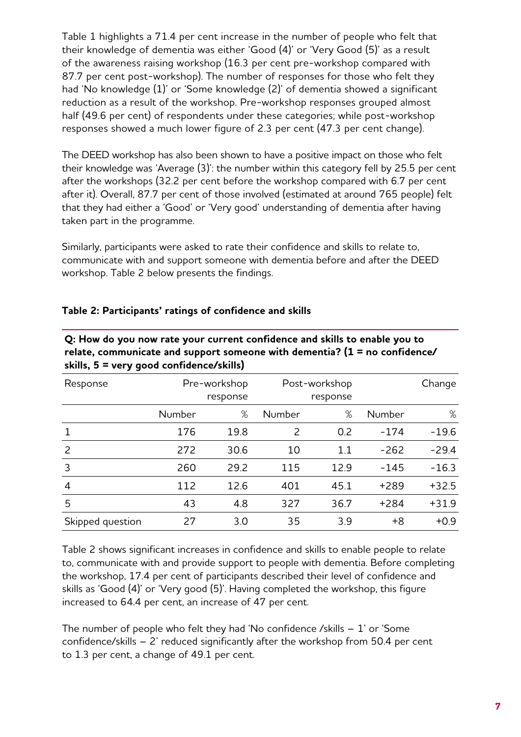Table 1 highlights a 71.4 per cent increase in the number of people who felt that their knowledge of dementia was either 'Good (4)' or 'Very Good (5)' as a result of the awareness raising workshop (16.3 per cent pre-workshop compared with 87.7 per cent post-workshop). The number of responses for those who felt they had 'No knowledge (1)' or 'Some knowledge (2)' of dementia showed a significant reduction as a result of the workshop. Pre-workshop responses grouped almost half (49.6 per cent) of respondents under these categories; while post-workshop responses showed a much lower figure of 2.3 per cent (47.3 per cent change).

The DEED workshop has also been shown to have a positive impact on those who felt their knowledge was 'Average (3)': the number within this category fell by 25.5 per cent after the workshops (32.2 per cent before the workshop compared with 6.7 per cent after it). Overall, 87.7 per cent of those involved (estimated at around 765 people) felt that they had either a 'Good' or 'Very good' understanding of dementia after having taken part in the programme.

Similarly, participants were asked to rate their confidence and skills to relate to, communicate with and support someone with dementia before and after the DEED workshop. Table 2 below presents the findings.

**Table 2: Participants' ratings of confidence and skills**

**Q: How do you now rate your current confidence and skills to enable you to relate, communicate and support someone with dementia? (1 = no confidence/ skills, 5 = very good confidence/skills)**

| Response | Pre-workshop response | | Post-workshop response | | Change | |
|---|---|---|---|---|---|---|
| | Number | % | Number | % | Number | % |
| 1 | 176 | 19.8 | 2 | 0.2 | -174 | -19.6 |
| 2 | 272 | 30.6 | 10 | 1.1 | -262 | -29.4 |
| 3 | 260 | 29.2 | 115 | 12.9 | -145 | -16.3 |
| 4 | 112 | 12.6 | 401 | 45.1 | +289 | +32.5 |
| 5 | 43 | 4.8 | 327 | 36.7 | +284 | +31.9 |
| Skipped question | 27 | 3.0 | 35 | 3.9 | +8 | +0.9 |

Table 2 shows significant increases in confidence and skills to enable people to relate to, communicate with and provide support to people with dementia. Before completing the workshop, 17.4 per cent of participants described their level of confidence and skills as 'Good (4)' or 'Very good (5)'. Having completed the workshop, this figure increased to 64.4 per cent, an increase of 47 per cent.

The number of people who felt they had 'No confidence /skills – 1' or 'Some confidence/skills – 2' reduced significantly after the workshop from 50.4 per cent to 1.3 per cent, a change of 49.1 per cent.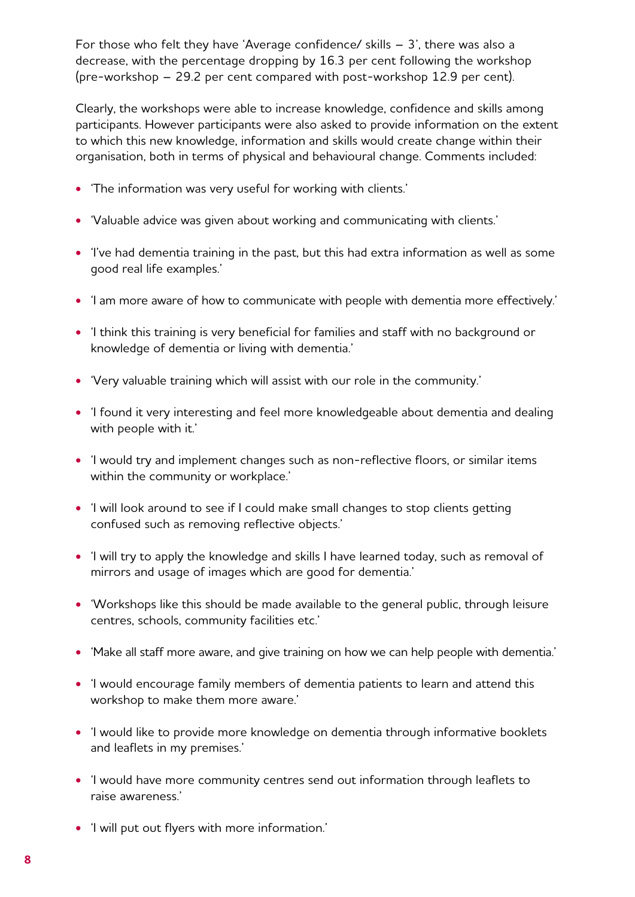For those who felt they have 'Average confidence/ skills – 3', there was also a decrease, with the percentage dropping by 16.3 per cent following the workshop (pre-workshop – 29.2 per cent compared with post-workshop 12.9 per cent).

Clearly, the workshops were able to increase knowledge, confidence and skills among participants. However participants were also asked to provide information on the extent to which this new knowledge, information and skills would create change within their organisation, both in terms of physical and behavioural change. Comments included:

- 'The information was very useful for working with clients.'
- 'Valuable advice was given about working and communicating with clients.'
- 'I've had dementia training in the past, but this had extra information as well as some good real life examples.'
- 'I am more aware of how to communicate with people with dementia more effectively.'
- 'I think this training is very beneficial for families and staff with no background or knowledge of dementia or living with dementia.'
- 'Very valuable training which will assist with our role in the community.'
- 'I found it very interesting and feel more knowledgeable about dementia and dealing with people with it.'
- 'I would try and implement changes such as non-reflective floors, or similar items within the community or workplace.'
- 'I will look around to see if I could make small changes to stop clients getting confused such as removing reflective objects.'
- 'I will try to apply the knowledge and skills I have learned today, such as removal of mirrors and usage of images which are good for dementia.'
- 'Workshops like this should be made available to the general public, through leisure centres, schools, community facilities etc.'
- 'Make all staff more aware, and give training on how we can help people with dementia.'
- 'I would encourage family members of dementia patients to learn and attend this workshop to make them more aware.'
- 'I would like to provide more knowledge on dementia through informative booklets and leaflets in my premises.'
- 'I would have more community centres send out information through leaflets to raise awareness.'
- 'I will put out flyers with more information.'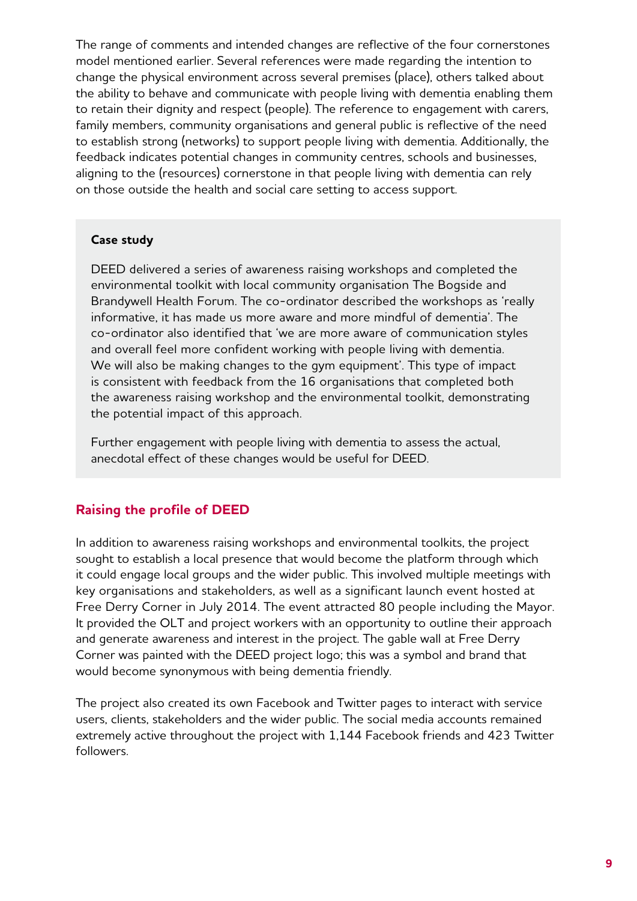The range of comments and intended changes are reflective of the four cornerstones model mentioned earlier. Several references were made regarding the intention to change the physical environment across several premises (place), others talked about the ability to behave and communicate with people living with dementia enabling them to retain their dignity and respect (people). The reference to engagement with carers, family members, community organisations and general public is reflective of the need to establish strong (networks) to support people living with dementia. Additionally, the feedback indicates potential changes in community centres, schools and businesses, aligning to the (resources) cornerstone in that people living with dementia can rely on those outside the health and social care setting to access support.

**Case study**

DEED delivered a series of awareness raising workshops and completed the environmental toolkit with local community organisation The Bogside and Brandywell Health Forum. The co-ordinator described the workshops as 'really informative, it has made us more aware and more mindful of dementia'. The co-ordinator also identified that 'we are more aware of communication styles and overall feel more confident working with people living with dementia. We will also be making changes to the gym equipment'. This type of impact is consistent with feedback from the 16 organisations that completed both the awareness raising workshop and the environmental toolkit, demonstrating the potential impact of this approach.

Further engagement with people living with dementia to assess the actual, anecdotal effect of these changes would be useful for DEED.

## Raising the profile of DEED

In addition to awareness raising workshops and environmental toolkits, the project sought to establish a local presence that would become the platform through which it could engage local groups and the wider public. This involved multiple meetings with key organisations and stakeholders, as well as a significant launch event hosted at Free Derry Corner in July 2014. The event attracted 80 people including the Mayor. It provided the OLT and project workers with an opportunity to outline their approach and generate awareness and interest in the project. The gable wall at Free Derry Corner was painted with the DEED project logo; this was a symbol and brand that would become synonymous with being dementia friendly.

The project also created its own Facebook and Twitter pages to interact with service users, clients, stakeholders and the wider public. The social media accounts remained extremely active throughout the project with 1,144 Facebook friends and 423 Twitter followers.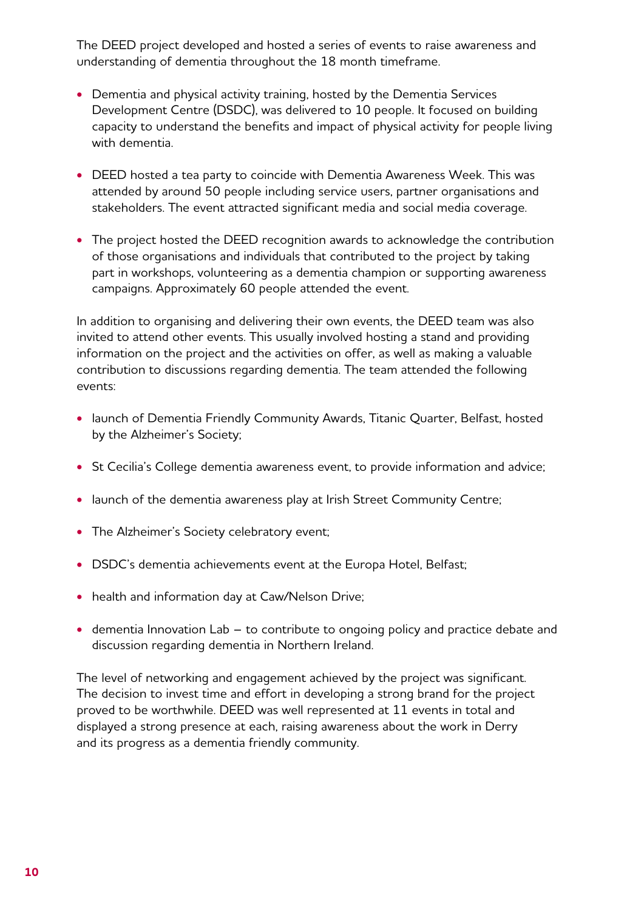The DEED project developed and hosted a series of events to raise awareness and understanding of dementia throughout the 18 month timeframe.

- Dementia and physical activity training, hosted by the Dementia Services Development Centre (DSDC), was delivered to 10 people. It focused on building capacity to understand the benefits and impact of physical activity for people living with dementia.
- DEED hosted a tea party to coincide with Dementia Awareness Week. This was attended by around 50 people including service users, partner organisations and stakeholders. The event attracted significant media and social media coverage.
- The project hosted the DEED recognition awards to acknowledge the contribution of those organisations and individuals that contributed to the project by taking part in workshops, volunteering as a dementia champion or supporting awareness campaigns. Approximately 60 people attended the event.

In addition to organising and delivering their own events, the DEED team was also invited to attend other events. This usually involved hosting a stand and providing information on the project and the activities on offer, as well as making a valuable contribution to discussions regarding dementia. The team attended the following events:

- launch of Dementia Friendly Community Awards, Titanic Quarter, Belfast, hosted by the Alzheimer's Society;
- St Cecilia's College dementia awareness event, to provide information and advice;
- launch of the dementia awareness play at Irish Street Community Centre;
- The Alzheimer's Society celebratory event;
- DSDC's dementia achievements event at the Europa Hotel, Belfast;
- health and information day at Caw/Nelson Drive;
- dementia Innovation Lab – to contribute to ongoing policy and practice debate and discussion regarding dementia in Northern Ireland.

The level of networking and engagement achieved by the project was significant. The decision to invest time and effort in developing a strong brand for the project proved to be worthwhile. DEED was well represented at 11 events in total and displayed a strong presence at each, raising awareness about the work in Derry and its progress as a dementia friendly community.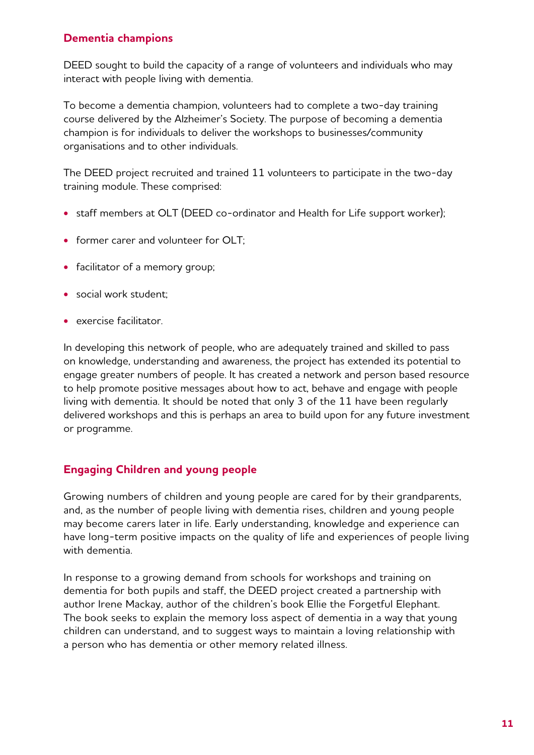## Dementia champions

DEED sought to build the capacity of a range of volunteers and individuals who may interact with people living with dementia.

To become a dementia champion, volunteers had to complete a two-day training course delivered by the Alzheimer's Society. The purpose of becoming a dementia champion is for individuals to deliver the workshops to businesses/community organisations and to other individuals.

The DEED project recruited and trained 11 volunteers to participate in the two-day training module. These comprised:

- staff members at OLT (DEED co-ordinator and Health for Life support worker);
- former carer and volunteer for OLT;
- facilitator of a memory group;
- social work student;
- exercise facilitator.

In developing this network of people, who are adequately trained and skilled to pass on knowledge, understanding and awareness, the project has extended its potential to engage greater numbers of people. It has created a network and person based resource to help promote positive messages about how to act, behave and engage with people living with dementia. It should be noted that only 3 of the 11 have been regularly delivered workshops and this is perhaps an area to build upon for any future investment or programme.

## Engaging Children and young people

Growing numbers of children and young people are cared for by their grandparents, and, as the number of people living with dementia rises, children and young people may become carers later in life. Early understanding, knowledge and experience can have long-term positive impacts on the quality of life and experiences of people living with dementia.

In response to a growing demand from schools for workshops and training on dementia for both pupils and staff, the DEED project created a partnership with author Irene Mackay, author of the children's book Ellie the Forgetful Elephant. The book seeks to explain the memory loss aspect of dementia in a way that young children can understand, and to suggest ways to maintain a loving relationship with a person who has dementia or other memory related illness.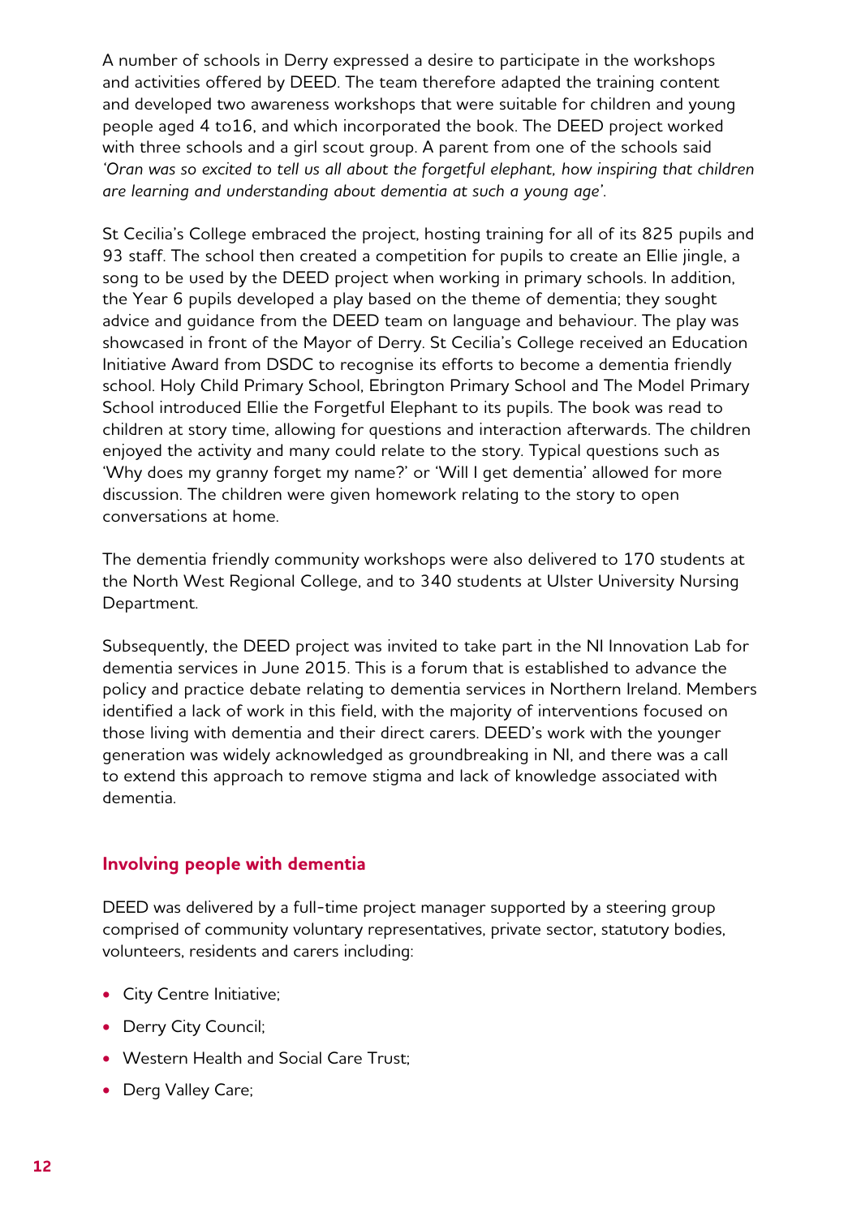A number of schools in Derry expressed a desire to participate in the workshops and activities offered by DEED. The team therefore adapted the training content and developed two awareness workshops that were suitable for children and young people aged 4 to16, and which incorporated the book. The DEED project worked with three schools and a girl scout group. A parent from one of the schools said *'Oran was so excited to tell us all about the forgetful elephant, how inspiring that children are learning and understanding about dementia at such a young age'*.

St Cecilia's College embraced the project, hosting training for all of its 825 pupils and 93 staff. The school then created a competition for pupils to create an Ellie jingle, a song to be used by the DEED project when working in primary schools. In addition, the Year 6 pupils developed a play based on the theme of dementia; they sought advice and guidance from the DEED team on language and behaviour. The play was showcased in front of the Mayor of Derry. St Cecilia's College received an Education Initiative Award from DSDC to recognise its efforts to become a dementia friendly school. Holy Child Primary School, Ebrington Primary School and The Model Primary School introduced Ellie the Forgetful Elephant to its pupils. The book was read to children at story time, allowing for questions and interaction afterwards. The children enjoyed the activity and many could relate to the story. Typical questions such as 'Why does my granny forget my name?' or 'Will I get dementia' allowed for more discussion. The children were given homework relating to the story to open conversations at home.

The dementia friendly community workshops were also delivered to 170 students at the North West Regional College, and to 340 students at Ulster University Nursing Department.

Subsequently, the DEED project was invited to take part in the NI Innovation Lab for dementia services in June 2015. This is a forum that is established to advance the policy and practice debate relating to dementia services in Northern Ireland. Members identified a lack of work in this field, with the majority of interventions focused on those living with dementia and their direct carers. DEED's work with the younger generation was widely acknowledged as groundbreaking in NI, and there was a call to extend this approach to remove stigma and lack of knowledge associated with dementia.

## Involving people with dementia

DEED was delivered by a full-time project manager supported by a steering group comprised of community voluntary representatives, private sector, statutory bodies, volunteers, residents and carers including:

- City Centre Initiative;
- Derry City Council;
- Western Health and Social Care Trust;
- Derg Valley Care;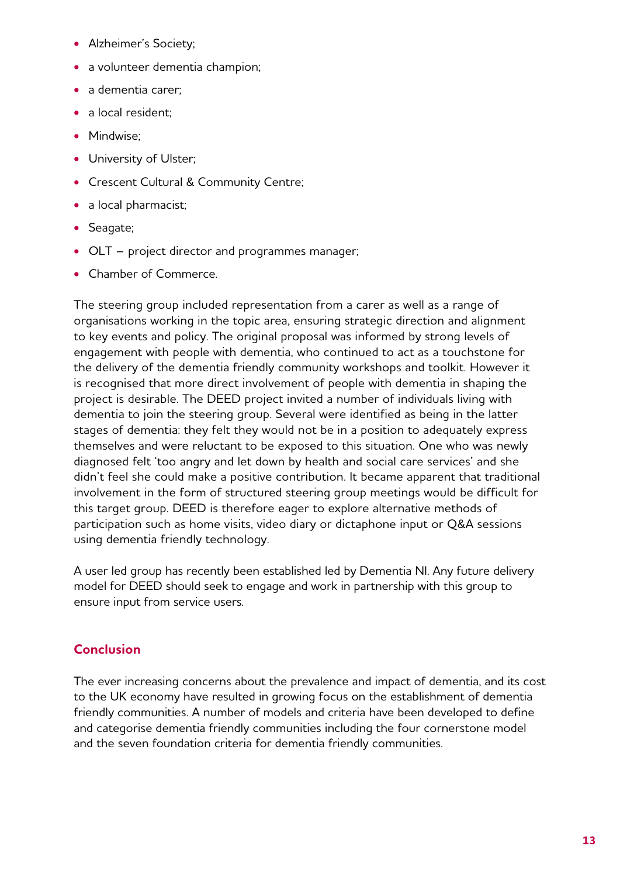- Alzheimer's Society;
- a volunteer dementia champion;
- a dementia carer;
- a local resident;
- Mindwise;
- University of Ulster;
- Crescent Cultural & Community Centre;
- a local pharmacist;
- Seagate;
- OLT – project director and programmes manager;
- Chamber of Commerce.

The steering group included representation from a carer as well as a range of organisations working in the topic area, ensuring strategic direction and alignment to key events and policy. The original proposal was informed by strong levels of engagement with people with dementia, who continued to act as a touchstone for the delivery of the dementia friendly community workshops and toolkit. However it is recognised that more direct involvement of people with dementia in shaping the project is desirable. The DEED project invited a number of individuals living with dementia to join the steering group. Several were identified as being in the latter stages of dementia: they felt they would not be in a position to adequately express themselves and were reluctant to be exposed to this situation. One who was newly diagnosed felt 'too angry and let down by health and social care services' and she didn't feel she could make a positive contribution. It became apparent that traditional involvement in the form of structured steering group meetings would be difficult for this target group. DEED is therefore eager to explore alternative methods of participation such as home visits, video diary or dictaphone input or Q&A sessions using dementia friendly technology.

A user led group has recently been established led by Dementia NI. Any future delivery model for DEED should seek to engage and work in partnership with this group to ensure input from service users.

## Conclusion

The ever increasing concerns about the prevalence and impact of dementia, and its cost to the UK economy have resulted in growing focus on the establishment of dementia friendly communities. A number of models and criteria have been developed to define and categorise dementia friendly communities including the four cornerstone model and the seven foundation criteria for dementia friendly communities.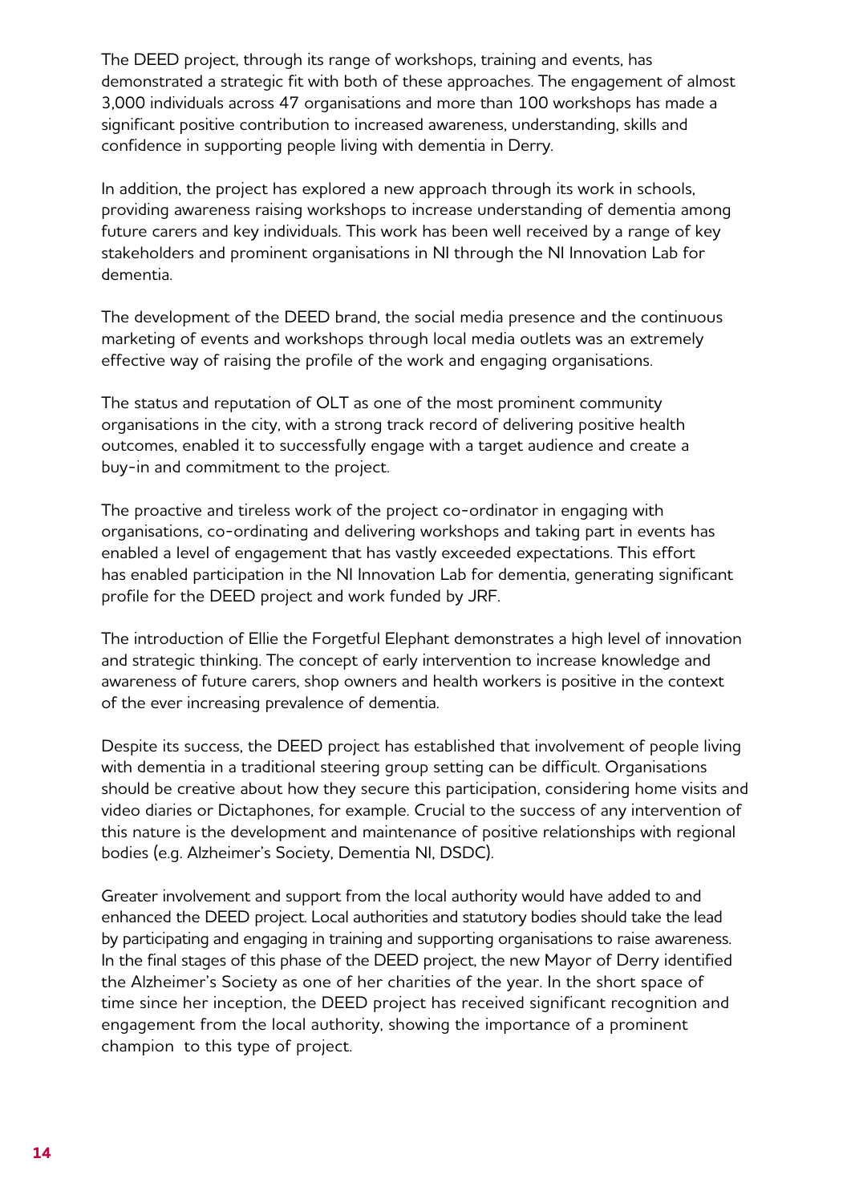The DEED project, through its range of workshops, training and events, has demonstrated a strategic fit with both of these approaches. The engagement of almost 3,000 individuals across 47 organisations and more than 100 workshops has made a significant positive contribution to increased awareness, understanding, skills and confidence in supporting people living with dementia in Derry.

In addition, the project has explored a new approach through its work in schools, providing awareness raising workshops to increase understanding of dementia among future carers and key individuals. This work has been well received by a range of key stakeholders and prominent organisations in NI through the NI Innovation Lab for dementia.

The development of the DEED brand, the social media presence and the continuous marketing of events and workshops through local media outlets was an extremely effective way of raising the profile of the work and engaging organisations.

The status and reputation of OLT as one of the most prominent community organisations in the city, with a strong track record of delivering positive health outcomes, enabled it to successfully engage with a target audience and create a buy-in and commitment to the project.

The proactive and tireless work of the project co-ordinator in engaging with organisations, co-ordinating and delivering workshops and taking part in events has enabled a level of engagement that has vastly exceeded expectations. This effort has enabled participation in the NI Innovation Lab for dementia, generating significant profile for the DEED project and work funded by JRF.

The introduction of Ellie the Forgetful Elephant demonstrates a high level of innovation and strategic thinking. The concept of early intervention to increase knowledge and awareness of future carers, shop owners and health workers is positive in the context of the ever increasing prevalence of dementia.

Despite its success, the DEED project has established that involvement of people living with dementia in a traditional steering group setting can be difficult. Organisations should be creative about how they secure this participation, considering home visits and video diaries or Dictaphones, for example. Crucial to the success of any intervention of this nature is the development and maintenance of positive relationships with regional bodies (e.g. Alzheimer's Society, Dementia NI, DSDC).

Greater involvement and support from the local authority would have added to and enhanced the DEED project. Local authorities and statutory bodies should take the lead by participating and engaging in training and supporting organisations to raise awareness. In the final stages of this phase of the DEED project, the new Mayor of Derry identified the Alzheimer's Society as one of her charities of the year. In the short space of time since her inception, the DEED project has received significant recognition and engagement from the local authority, showing the importance of a prominent champion to this type of project.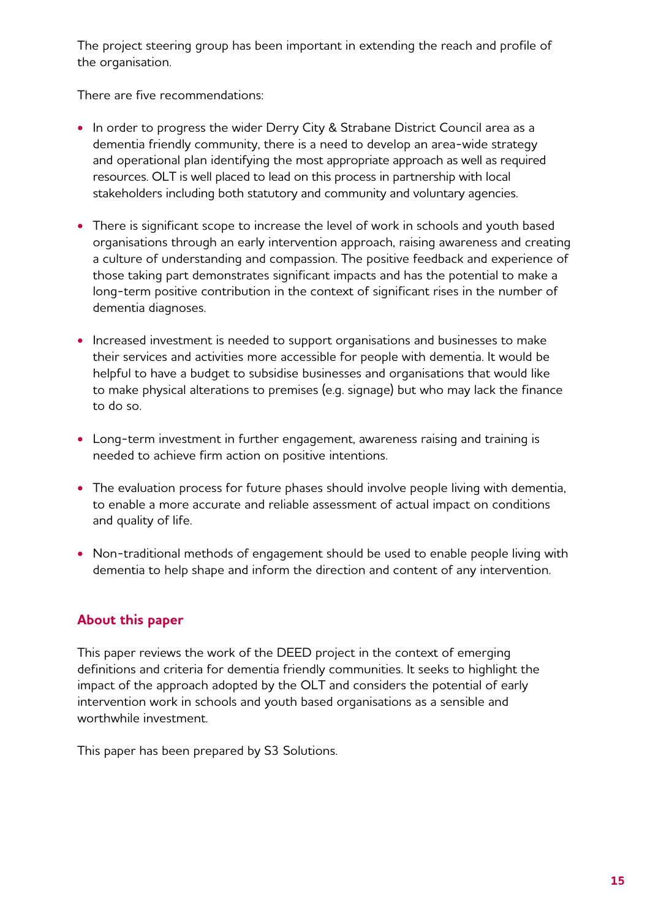The project steering group has been important in extending the reach and profile of the organisation.

There are five recommendations:

- In order to progress the wider Derry City & Strabane District Council area as a dementia friendly community, there is a need to develop an area-wide strategy and operational plan identifying the most appropriate approach as well as required resources. OLT is well placed to lead on this process in partnership with local stakeholders including both statutory and community and voluntary agencies.
- There is significant scope to increase the level of work in schools and youth based organisations through an early intervention approach, raising awareness and creating a culture of understanding and compassion. The positive feedback and experience of those taking part demonstrates significant impacts and has the potential to make a long-term positive contribution in the context of significant rises in the number of dementia diagnoses.
- Increased investment is needed to support organisations and businesses to make their services and activities more accessible for people with dementia. It would be helpful to have a budget to subsidise businesses and organisations that would like to make physical alterations to premises (e.g. signage) but who may lack the finance to do so.
- Long-term investment in further engagement, awareness raising and training is needed to achieve firm action on positive intentions.
- The evaluation process for future phases should involve people living with dementia, to enable a more accurate and reliable assessment of actual impact on conditions and quality of life.
- Non-traditional methods of engagement should be used to enable people living with dementia to help shape and inform the direction and content of any intervention.

## About this paper

This paper reviews the work of the DEED project in the context of emerging definitions and criteria for dementia friendly communities. It seeks to highlight the impact of the approach adopted by the OLT and considers the potential of early intervention work in schools and youth based organisations as a sensible and worthwhile investment.

This paper has been prepared by S3 Solutions.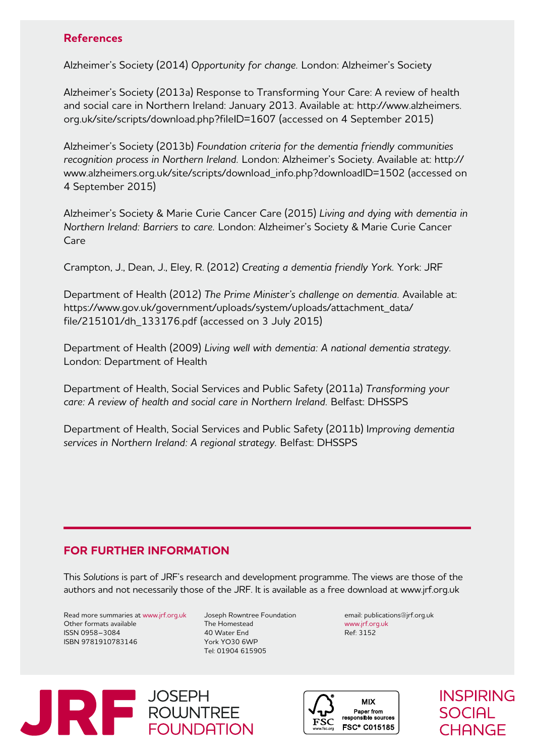## References

Alzheimer's Society (2014) *Opportunity for change*. London: Alzheimer's Society

Alzheimer's Society (2013a) Response to Transforming Your Care: A review of health and social care in Northern Ireland: January 2013. Available at: http://www.alzheimers.org.uk/site/scripts/download.php?fileID=1607 (accessed on 4 September 2015)

Alzheimer's Society (2013b) *Foundation criteria for the dementia friendly communities recognition process in Northern Ireland*. London: Alzheimer's Society. Available at: http://www.alzheimers.org.uk/site/scripts/download_info.php?downloadID=1502 (accessed on 4 September 2015)

Alzheimer's Society & Marie Curie Cancer Care (2015) *Living and dying with dementia in Northern Ireland: Barriers to care*. London: Alzheimer's Society & Marie Curie Cancer Care

Crampton, J., Dean, J., Eley, R. (2012) *Creating a dementia friendly York*. York: JRF

Department of Health (2012) *The Prime Minister's challenge on dementia*. Available at: https://www.gov.uk/government/uploads/system/uploads/attachment_data/file/215101/dh_133176.pdf (accessed on 3 July 2015)

Department of Health (2009) *Living well with dementia: A national dementia strategy*. London: Department of Health

Department of Health, Social Services and Public Safety (2011a) *Transforming your care: A review of health and social care in Northern Ireland*. Belfast: DHSSPS

Department of Health, Social Services and Public Safety (2011b) *Improving dementia services in Northern Ireland: A regional strategy*. Belfast: DHSSPS

## FOR FURTHER INFORMATION

This *Solutions* is part of JRF's research and development programme. The views are those of the authors and not necessarily those of the JRF. It is available as a free download at www.jrf.org.uk

Read more summaries at www.jrf.org.uk
Other formats available
ISSN 0958–3084
ISBN 9781910783146

Joseph Rowntree Foundation
The Homestead
40 Water End
York YO30 6WP
Tel: 01904 615905

email: publications@jrf.org.uk
www.jrf.org.uk
Ref: 3152

JRF JOSEPH ROWNTREE FOUNDATION

MIX Paper from responsible sources FSC® C015185

INSPIRING SOCIAL CHANGE